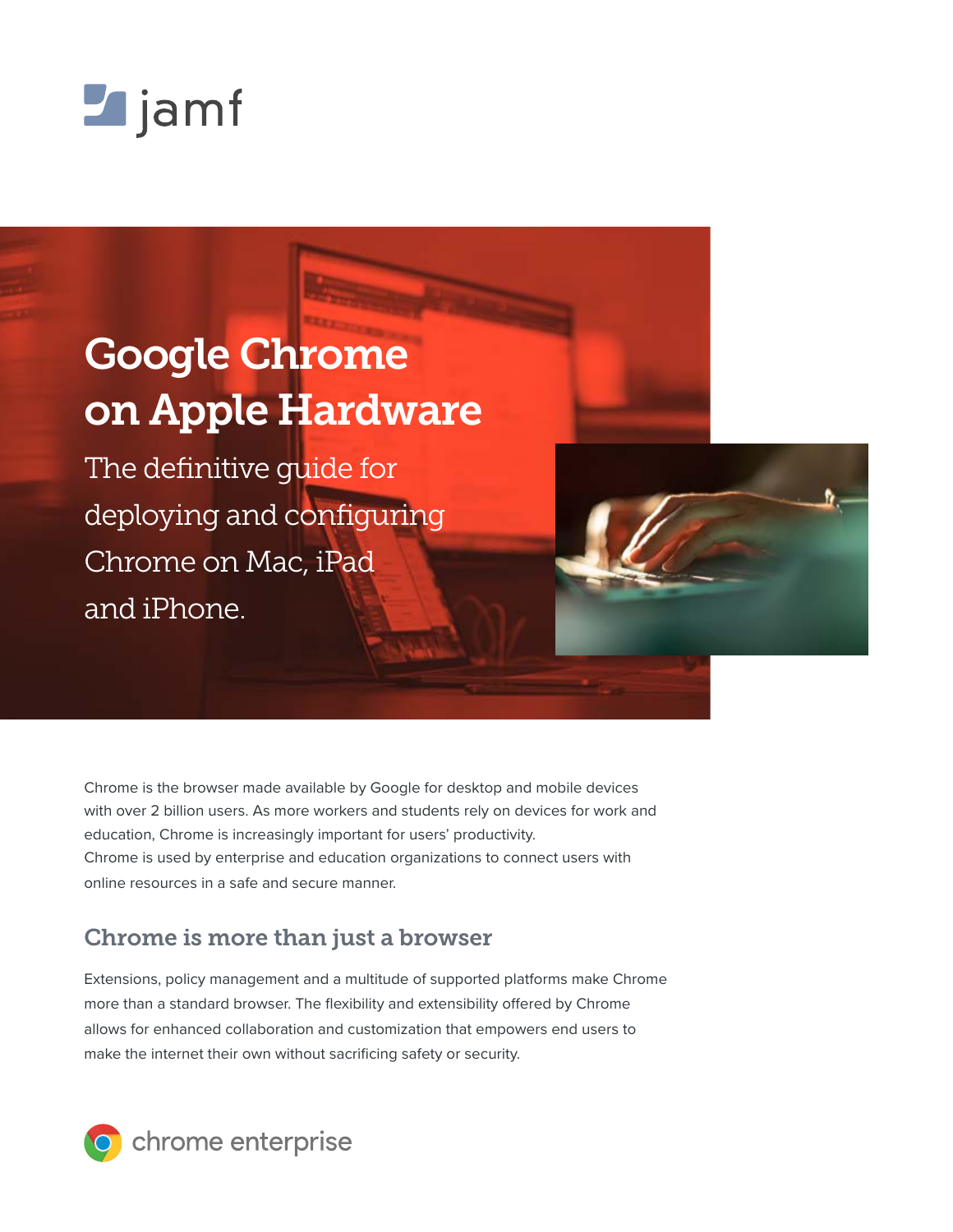jamf

# Google Chrome on Apple Hardware

The definitive guide for deploying and configuring Chrome on Mac, iPad and iPhone.

Chrome is the browser made available by Google for desktop and mobile devices with over 2 billion users. As more workers and students rely on devices for work and education, Chrome is increasingly important for users' productivity. Chrome is used by enterprise and education organizations to connect users with online resources in a safe and secure manner.

## Chrome is more than just a browser

Extensions, policy management and a multitude of supported platforms make Chrome more than a standard browser. The flexibility and extensibility offered by Chrome allows for enhanced collaboration and customization that empowers end users to make the internet their own without sacrificing safety or security.

chrome enterprise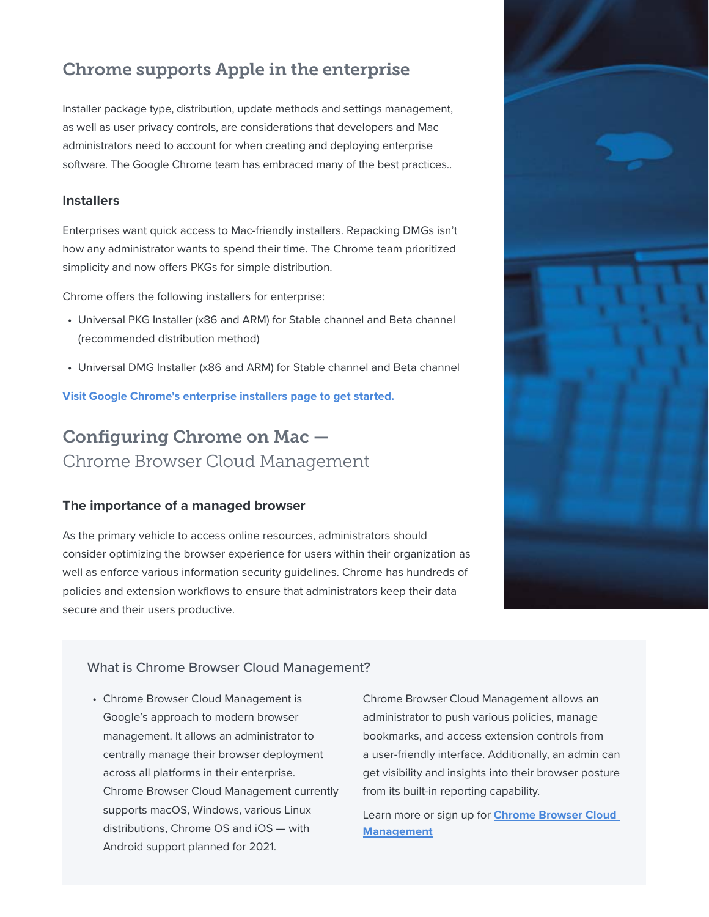## Chrome supports Apple in the enterprise

Installer package type, distribution, update methods and settings management, as well as user privacy controls, are considerations that developers and Mac administrators need to account for when creating and deploying enterprise software. The Google Chrome team has embraced many of the best practices..

### Installers

Enterprises want quick access to Mac-friendly installers. Repacking DMGs isn't how any administrator wants to spend their time. The Chrome team prioritized simplicity and now offers PKGs for simple distribution.

Chrome offers the following installers for enterprise:

- Universal PKG Installer (x86 and ARM) for Stable channel and Beta channel (recommended distribution method)
- Universal DMG Installer (x86 and ARM) for Stable channel and Beta channel

**Visit Google Chrome's enterprise installers page to get started.**

## Configuring Chrome on Mac — Chrome Browser Cloud Management

### The importance of a managed browser

As the primary vehicle to access online resources, administrators should consider optimizing the browser experience for users within their organization as well as enforce various information security guidelines. Chrome has hundreds of policies and extension workflows to ensure that administrators keep their data secure and their users productive.

#### What is Chrome Browser Cloud Management?

- Chrome Browser Cloud Management is Google's approach to modern browser management. It allows an administrator to centrally manage their browser deployment across all platforms in their enterprise. Chrome Browser Cloud Management currently supports macOS, Windows, various Linux distributions, Chrome OS and iOS — with Android support planned for 2021.

Chrome Browser Cloud Management allows an administrator to push various policies, manage bookmarks, and access extension controls from a user-friendly interface. Additionally, an admin can get visibility and insights into their browser posture from its built-in reporting capability.

Learn more or sign up for **Chrome Browser Cloud Management**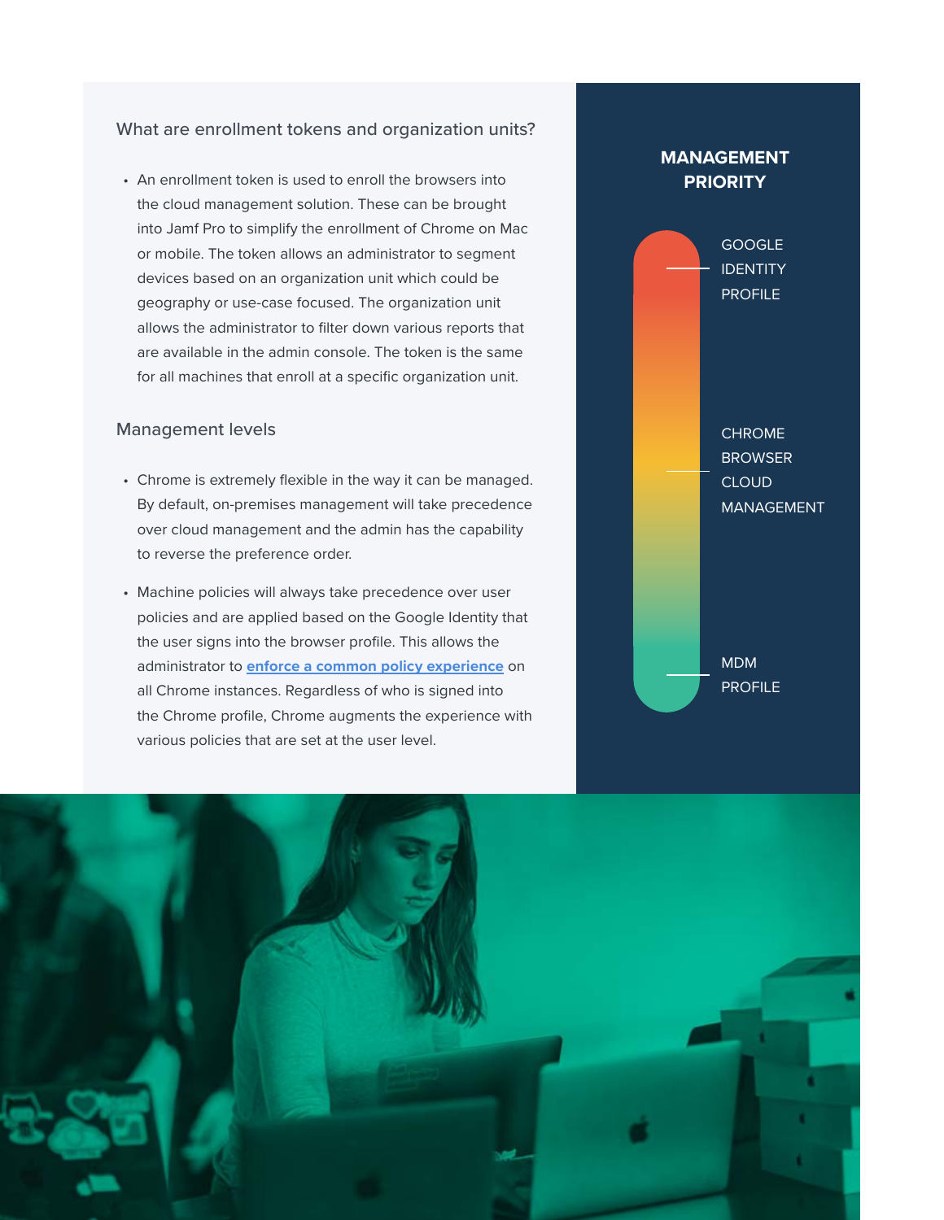## What are enrollment tokens and organization units?

- An enrollment token is used to enroll the browsers into the cloud management solution. These can be brought into Jamf Pro to simplify the enrollment of Chrome on Mac or mobile. The token allows an administrator to segment devices based on an organization unit which could be geography or use-case focused. The organization unit allows the administrator to filter down various reports that are available in the admin console. The token is the same for all machines that enroll at a specific organization unit.

## Management levels

- Chrome is extremely flexible in the way it can be managed. By default, on-premises management will take precedence over cloud management and the admin has the capability to reverse the preference order.
- Machine policies will always take precedence over user policies and are applied based on the Google Identity that the user signs into the browser profile. This allows the administrator to **enforce a common policy experience** on all Chrome instances. Regardless of who is signed into the Chrome profile, Chrome augments the experience with various policies that are set at the user level.

**MANAGEMENT PRIORITY**

- GOOGLE IDENTITY PROFILE
- CHROME BROWSER CLOUD MANAGEMENT
- MDM PROFILE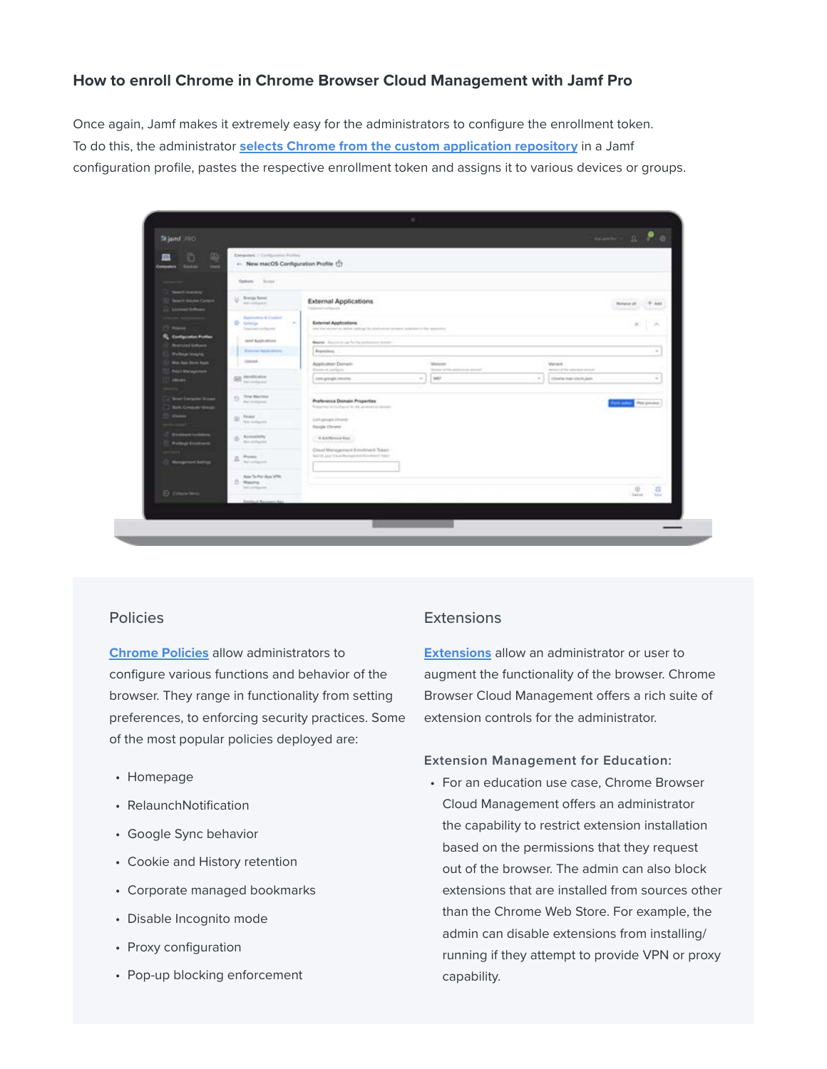### How to enroll Chrome in Chrome Browser Cloud Management with Jamf Pro

Once again, Jamf makes it extremely easy for the administrators to configure the enrollment token. To do this, the administrator selects Chrome from the custom application repository in a Jamf configuration profile, pastes the respective enrollment token and assigns it to various devices or groups.

#### Policies

Chrome Policies allow administrators to configure various functions and behavior of the browser. They range in functionality from setting preferences, to enforcing security practices. Some of the most popular policies deployed are:

- Homepage
- RelaunchNotification
- Google Sync behavior
- Cookie and History retention
- Corporate managed bookmarks
- Disable Incognito mode
- Proxy configuration
- Pop-up blocking enforcement

#### Extensions

Extensions allow an administrator or user to augment the functionality of the browser. Chrome Browser Cloud Management offers a rich suite of extension controls for the administrator.

**Extension Management for Education:**

- For an education use case, Chrome Browser Cloud Management offers an administrator the capability to restrict extension installation based on the permissions that they request out of the browser. The admin can also block extensions that are installed from sources other than the Chrome Web Store. For example, the admin can disable extensions from installing/running if they attempt to provide VPN or proxy capability.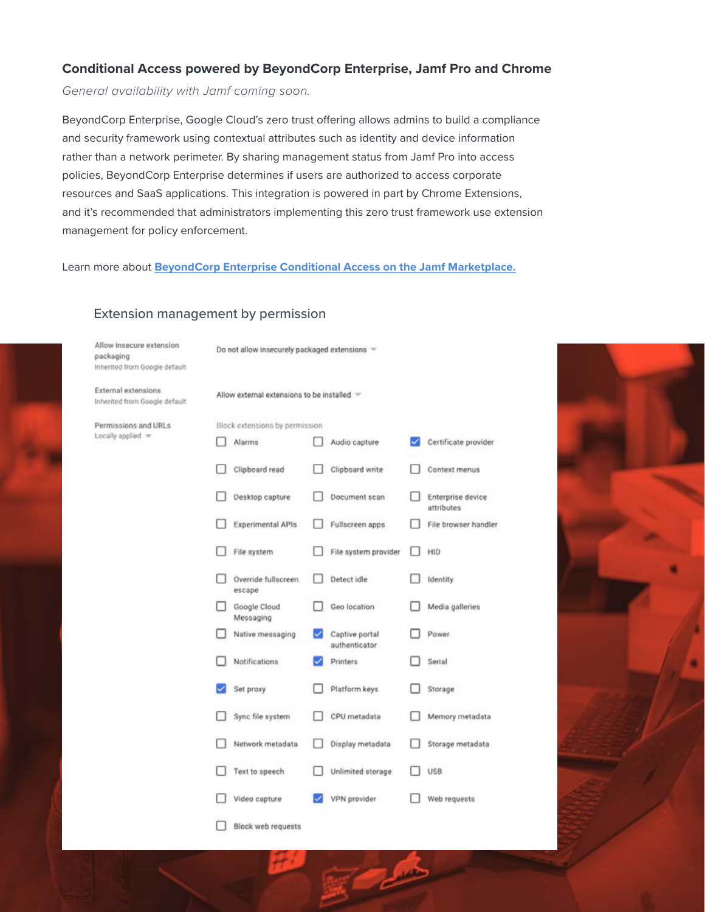**Conditional Access powered by BeyondCorp Enterprise, Jamf Pro and Chrome**

*General availability with Jamf coming soon.*

BeyondCorp Enterprise, Google Cloud's zero trust offering allows admins to build a compliance and security framework using contextual attributes such as identity and device information rather than a network perimeter. By sharing management status from Jamf Pro into access policies, BeyondCorp Enterprise determines if users are authorized to access corporate resources and SaaS applications. This integration is powered in part by Chrome Extensions, and it's recommended that administrators implementing this zero trust framework use extension management for policy enforcement.

Learn more about **[BeyondCorp Enterprise Conditional Access on the Jamf Marketplace.]**

Extension management by permission

Allow insecure extension packaging
Inherited from Google default

Do not allow insecurely packaged extensions

External extensions
Inherited from Google default

Allow external extensions to be installed

Permissions and URLs
Locally applied

Block extensions by permission

- [ ] Alarms
- [ ] Audio capture
- [x] Certificate provider
- [ ] Clipboard read
- [ ] Clipboard write
- [ ] Context menus
- [ ] Desktop capture
- [ ] Document scan
- [ ] Enterprise device attributes
- [ ] Experimental APIs
- [ ] Fullscreen apps
- [ ] File browser handler
- [ ] File system
- [ ] File system provider
- [ ] HID
- [ ] Override fullscreen escape
- [ ] Detect idle
- [ ] Identity
- [ ] Google Cloud Messaging
- [ ] Geo location
- [ ] Media galleries
- [ ] Native messaging
- [x] Captive portal authenticator
- [ ] Power
- [ ] Notifications
- [x] Printers
- [ ] Serial
- [x] Set proxy
- [ ] Platform keys
- [ ] Storage
- [ ] Sync file system
- [ ] CPU metadata
- [ ] Memory metadata
- [ ] Network metadata
- [ ] Display metadata
- [ ] Storage metadata
- [ ] Text to speech
- [ ] Unlimited storage
- [ ] USB
- [ ] Video capture
- [x] VPN provider
- [ ] Web requests
- [ ] Block web requests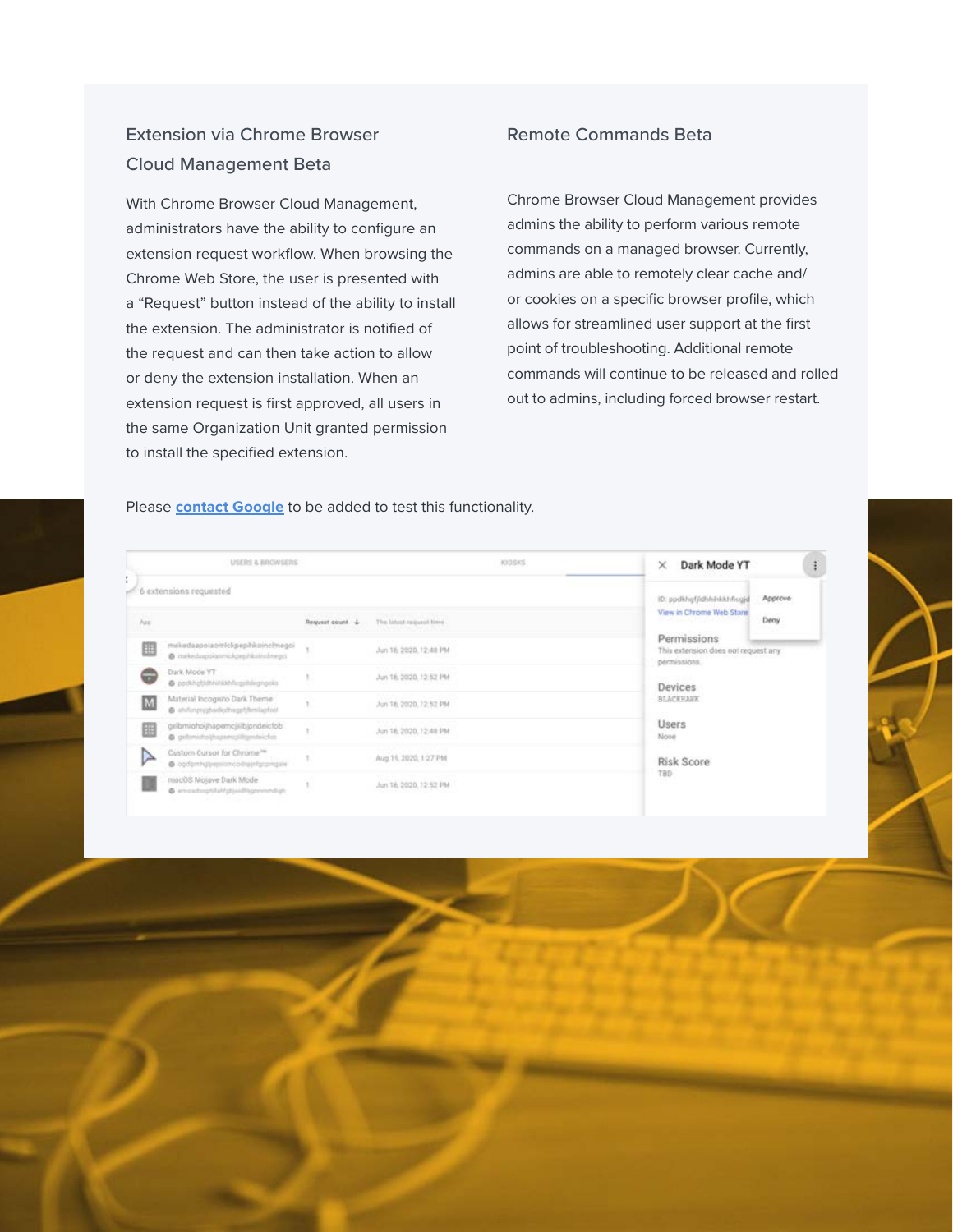## Extension via Chrome Browser Cloud Management Beta

With Chrome Browser Cloud Management, administrators have the ability to configure an extension request workflow. When browsing the Chrome Web Store, the user is presented with a “Request” button instead of the ability to install the extension. The administrator is notified of the request and can then take action to allow or deny the extension installation. When an extension request is first approved, all users in the same Organization Unit granted permission to install the specified extension.

## Remote Commands Beta

Chrome Browser Cloud Management provides admins the ability to perform various remote commands on a managed browser. Currently, admins are able to remotely clear cache and/or cookies on a specific browser profile, which allows for streamlined user support at the first point of troubleshooting. Additional remote commands will continue to be released and rolled out to admins, including forced browser restart.

Please **contact Google** to be added to test this functionality.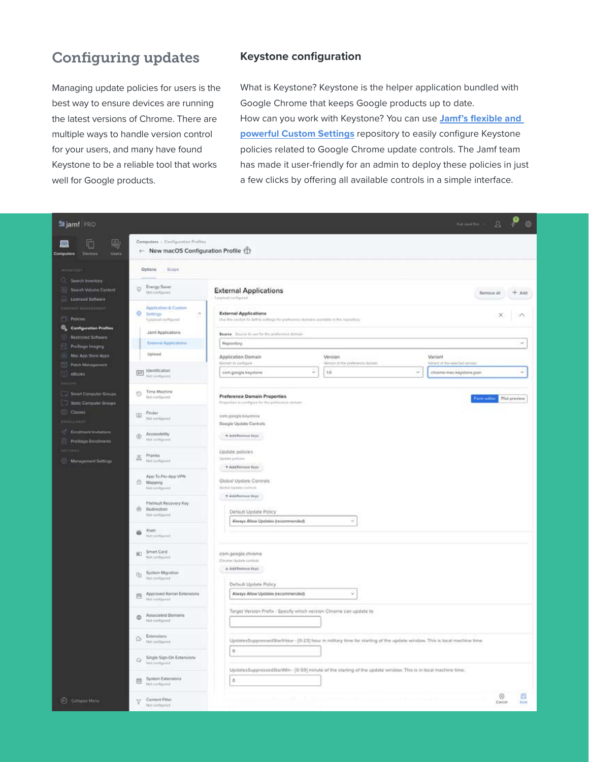## Configuring updates

Managing update policies for users is the best way to ensure devices are running the latest versions of Chrome. There are multiple ways to handle version control for your users, and many have found Keystone to be a reliable tool that works well for Google products.

### Keystone configuration

What is Keystone? Keystone is the helper application bundled with Google Chrome that keeps Google products up to date.

How can you work with Keystone? You can use **Jamf's flexible and powerful Custom Settings** repository to easily configure Keystone policies related to Google Chrome update controls. The Jamf team has made it user-friendly for an admin to deploy these policies in just a few clicks by offering all available controls in a simple interface.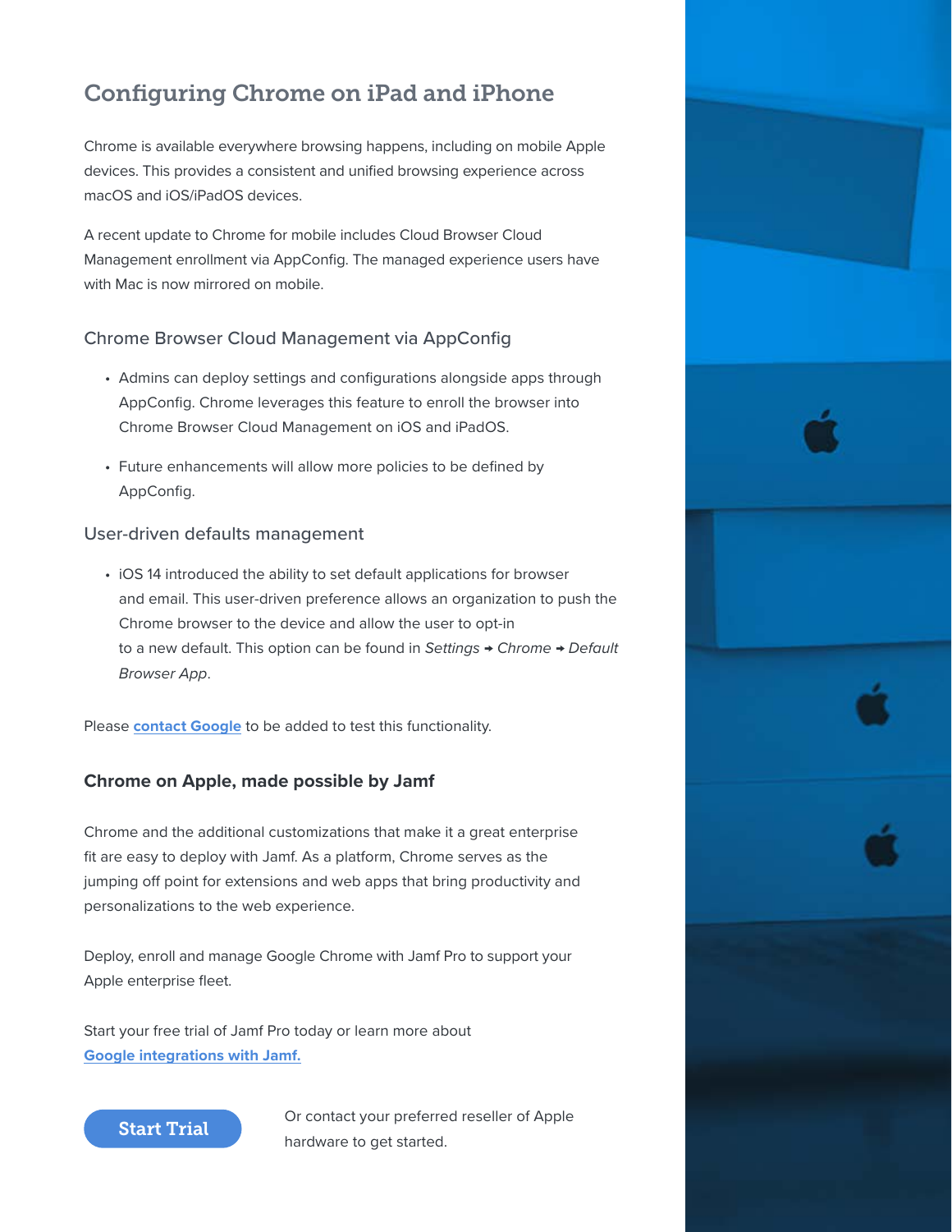## Configuring Chrome on iPad and iPhone

Chrome is available everywhere browsing happens, including on mobile Apple devices. This provides a consistent and unified browsing experience across macOS and iOS/iPadOS devices.

A recent update to Chrome for mobile includes Cloud Browser Cloud Management enrollment via AppConfig. The managed experience users have with Mac is now mirrored on mobile.

### Chrome Browser Cloud Management via AppConfig

- Admins can deploy settings and configurations alongside apps through AppConfig. Chrome leverages this feature to enroll the browser into Chrome Browser Cloud Management on iOS and iPadOS.
- Future enhancements will allow more policies to be defined by AppConfig.

### User-driven defaults management

- iOS 14 introduced the ability to set default applications for browser and email. This user-driven preference allows an organization to push the Chrome browser to the device and allow the user to opt-in to a new default. This option can be found in *Settings* → *Chrome* → *Default Browser App*.

Please **contact Google** to be added to test this functionality.

### Chrome on Apple, made possible by Jamf

Chrome and the additional customizations that make it a great enterprise fit are easy to deploy with Jamf. As a platform, Chrome serves as the jumping off point for extensions and web apps that bring productivity and personalizations to the web experience.

Deploy, enroll and manage Google Chrome with Jamf Pro to support your Apple enterprise fleet.

Start your free trial of Jamf Pro today or learn more about **Google integrations with Jamf.**

Start Trial

Or contact your preferred reseller of Apple hardware to get started.